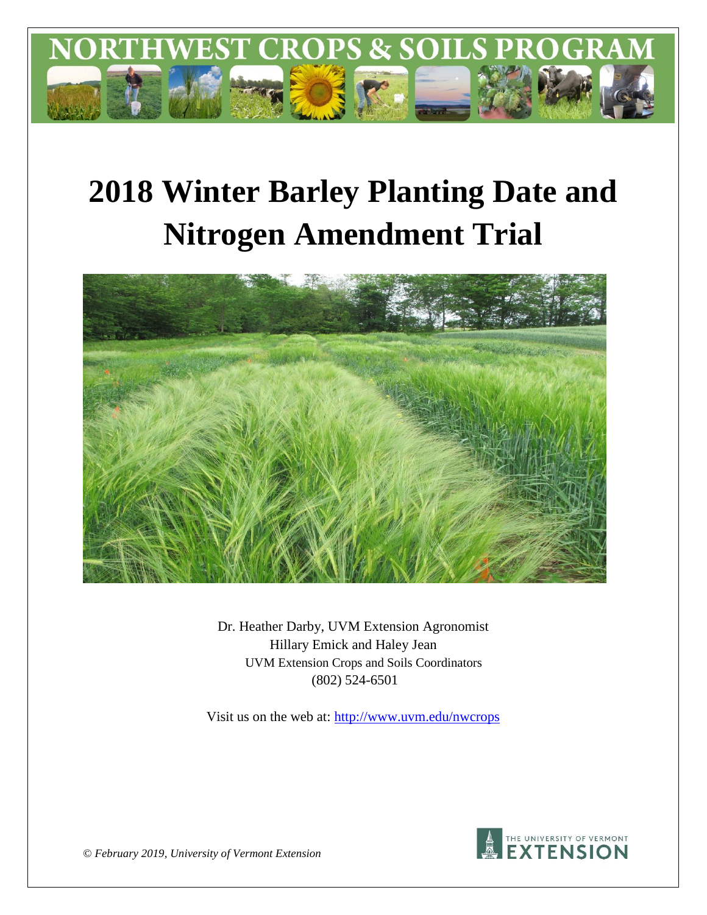# NORTHWEST CROPS & SOILS PROGRAM

# 2018 Winter Barley Planting Date and Nitrogen Amendment Trial

Dr. Heather Darby, UVM Extension Agronomist
Hillary Emick and Haley Jean
UVM Extension Crops and Soils Coordinators
(802) 524-6501

Visit us on the web at: http://www.uvm.edu/nwcrops

*© February 2019, University of Vermont Extension*

THE UNIVERSITY OF VERMONT EXTENSION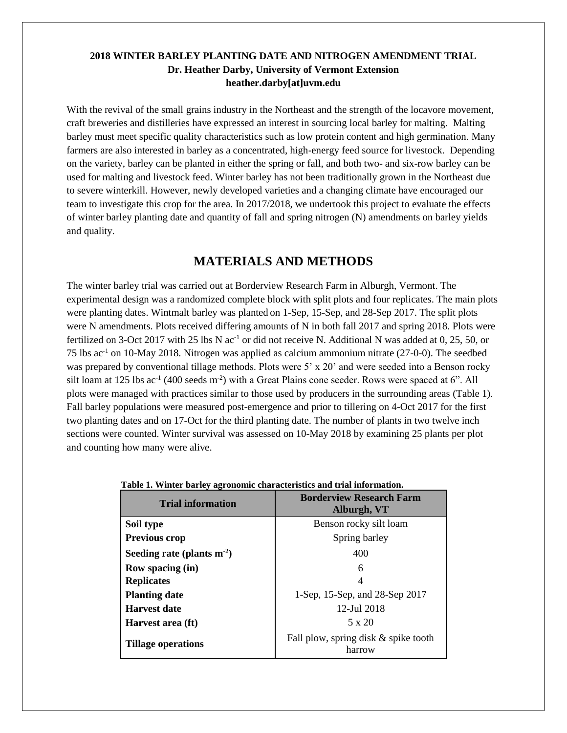**2018 WINTER BARLEY PLANTING DATE AND NITROGEN AMENDMENT TRIAL**
**Dr. Heather Darby, University of Vermont Extension**
**heather.darby[at]uvm.edu**

With the revival of the small grains industry in the Northeast and the strength of the locavore movement, craft breweries and distilleries have expressed an interest in sourcing local barley for malting. Malting barley must meet specific quality characteristics such as low protein content and high germination. Many farmers are also interested in barley as a concentrated, high-energy feed source for livestock. Depending on the variety, barley can be planted in either the spring or fall, and both two- and six-row barley can be used for malting and livestock feed. Winter barley has not been traditionally grown in the Northeast due to severe winterkill. However, newly developed varieties and a changing climate have encouraged our team to investigate this crop for the area. In 2017/2018, we undertook this project to evaluate the effects of winter barley planting date and quantity of fall and spring nitrogen (N) amendments on barley yields and quality.

## MATERIALS AND METHODS

The winter barley trial was carried out at Borderview Research Farm in Alburgh, Vermont. The experimental design was a randomized complete block with split plots and four replicates. The main plots were planting dates. Wintmalt barley was planted on 1-Sep, 15-Sep, and 28-Sep 2017. The split plots were N amendments. Plots received differing amounts of N in both fall 2017 and spring 2018. Plots were fertilized on 3-Oct 2017 with 25 lbs N $ac^{-1}$ or did not receive N. Additional N was added at 0, 25, 50, or 75 lbs $ac^{-1}$ on 10-May 2018. Nitrogen was applied as calcium ammonium nitrate (27-0-0). The seedbed was prepared by conventional tillage methods. Plots were 5' x 20' and were seeded into a Benson rocky silt loam at 125 lbs $ac^{-1}$ (400 seeds $m^{-2}$) with a Great Plains cone seeder. Rows were spaced at 6". All plots were managed with practices similar to those used by producers in the surrounding areas (Table 1). Fall barley populations were measured post-emergence and prior to tillering on 4-Oct 2017 for the first two planting dates and on 17-Oct for the third planting date. The number of plants in two twelve inch sections were counted. Winter survival was assessed on 10-May 2018 by examining 25 plants per plot and counting how many were alive.

**Table 1. Winter barley agronomic characteristics and trial information.**

| Trial information | Borderview Research Farm Alburgh, VT |
|---|---|
| **Soil type** | Benson rocky silt loam |
| **Previous crop** | Spring barley |
| **Seeding rate (plants $m^{-2}$)** | 400 |
| **Row spacing (in)** | 6 |
| **Replicates** | 4 |
| **Planting date** | 1-Sep, 15-Sep, and 28-Sep 2017 |
| **Harvest date** | 12-Jul 2018 |
| **Harvest area (ft)** | 5 x 20 |
| **Tillage operations** | Fall plow, spring disk & spike tooth harrow |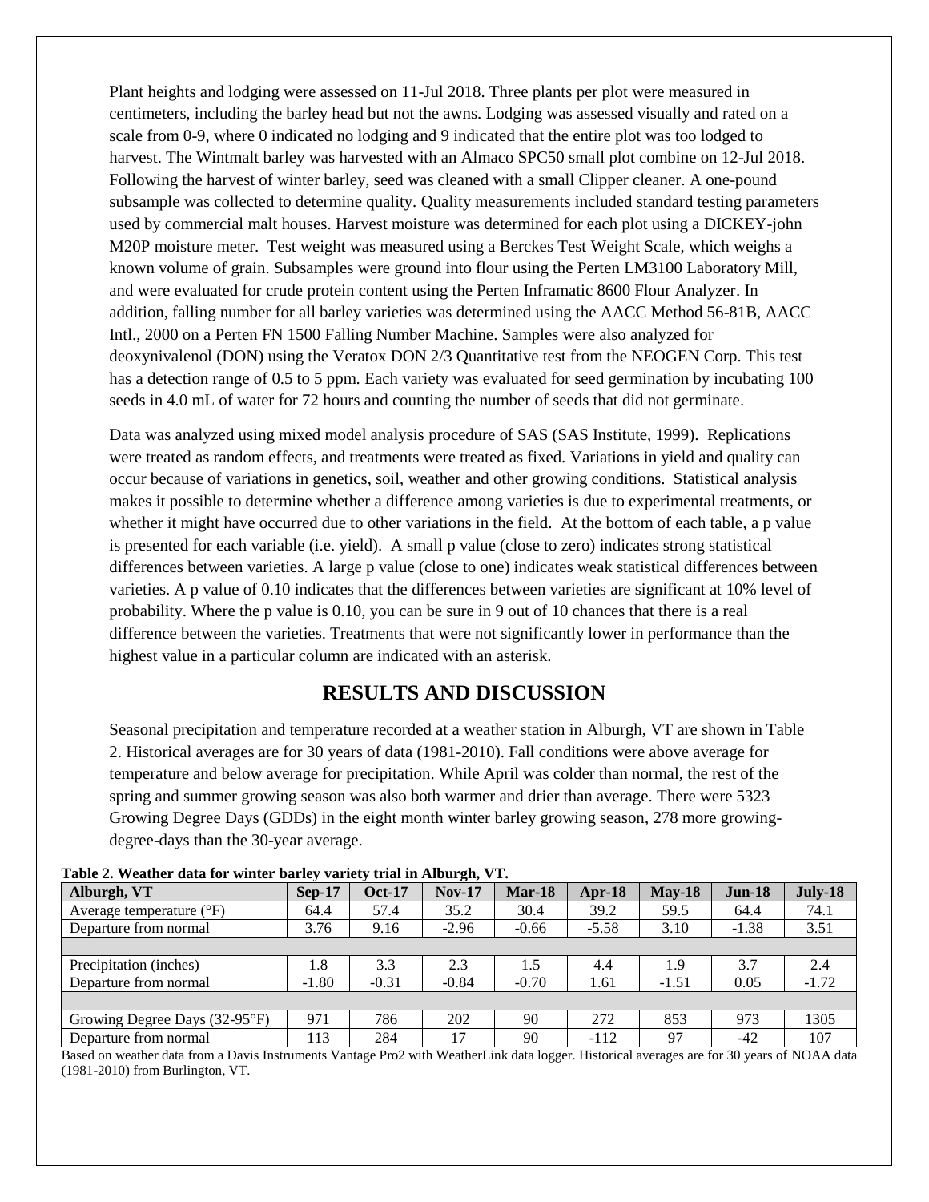Plant heights and lodging were assessed on 11-Jul 2018. Three plants per plot were measured in centimeters, including the barley head but not the awns. Lodging was assessed visually and rated on a scale from 0-9, where 0 indicated no lodging and 9 indicated that the entire plot was too lodged to harvest. The Wintmalt barley was harvested with an Almaco SPC50 small plot combine on 12-Jul 2018. Following the harvest of winter barley, seed was cleaned with a small Clipper cleaner. A one-pound subsample was collected to determine quality. Quality measurements included standard testing parameters used by commercial malt houses. Harvest moisture was determined for each plot using a DICKEY-john M20P moisture meter. Test weight was measured using a Berckes Test Weight Scale, which weighs a known volume of grain. Subsamples were ground into flour using the Perten LM3100 Laboratory Mill, and were evaluated for crude protein content using the Perten Inframatic 8600 Flour Analyzer. In addition, falling number for all barley varieties was determined using the AACC Method 56-81B, AACC Intl., 2000 on a Perten FN 1500 Falling Number Machine. Samples were also analyzed for deoxynivalenol (DON) using the Veratox DON 2/3 Quantitative test from the NEOGEN Corp. This test has a detection range of 0.5 to 5 ppm. Each variety was evaluated for seed germination by incubating 100 seeds in 4.0 mL of water for 72 hours and counting the number of seeds that did not germinate.

Data was analyzed using mixed model analysis procedure of SAS (SAS Institute, 1999). Replications were treated as random effects, and treatments were treated as fixed. Variations in yield and quality can occur because of variations in genetics, soil, weather and other growing conditions. Statistical analysis makes it possible to determine whether a difference among varieties is due to experimental treatments, or whether it might have occurred due to other variations in the field. At the bottom of each table, a p value is presented for each variable (i.e. yield). A small p value (close to zero) indicates strong statistical differences between varieties. A large p value (close to one) indicates weak statistical differences between varieties. A p value of 0.10 indicates that the differences between varieties are significant at 10% level of probability. Where the p value is 0.10, you can be sure in 9 out of 10 chances that there is a real difference between the varieties. Treatments that were not significantly lower in performance than the highest value in a particular column are indicated with an asterisk.

## RESULTS AND DISCUSSION

Seasonal precipitation and temperature recorded at a weather station in Alburgh, VT are shown in Table 2. Historical averages are for 30 years of data (1981-2010). Fall conditions were above average for temperature and below average for precipitation. While April was colder than normal, the rest of the spring and summer growing season was also both warmer and drier than average. There were 5323 Growing Degree Days (GDDs) in the eight month winter barley growing season, 278 more growing-degree-days than the 30-year average.

**Table 2. Weather data for winter barley variety trial in Alburgh, VT.**

| Alburgh, VT | Sep-17 | Oct-17 | Nov-17 | Mar-18 | Apr-18 | May-18 | Jun-18 | July-18 |
|---|---|---|---|---|---|---|---|---|
| Average temperature (°F) | 64.4 | 57.4 | 35.2 | 30.4 | 39.2 | 59.5 | 64.4 | 74.1 |
| Departure from normal | 3.76 | 9.16 | -2.96 | -0.66 | -5.58 | 3.10 | -1.38 | 3.51 |
| | | | | | | | | |
| Precipitation (inches) | 1.8 | 3.3 | 2.3 | 1.5 | 4.4 | 1.9 | 3.7 | 2.4 |
| Departure from normal | -1.80 | -0.31 | -0.84 | -0.70 | 1.61 | -1.51 | 0.05 | -1.72 |
| | | | | | | | | |
| Growing Degree Days (32-95°F) | 971 | 786 | 202 | 90 | 272 | 853 | 973 | 1305 |
| Departure from normal | 113 | 284 | 17 | 90 | -112 | 97 | -42 | 107 |

Based on weather data from a Davis Instruments Vantage Pro2 with WeatherLink data logger. Historical averages are for 30 years of NOAA data (1981-2010) from Burlington, VT.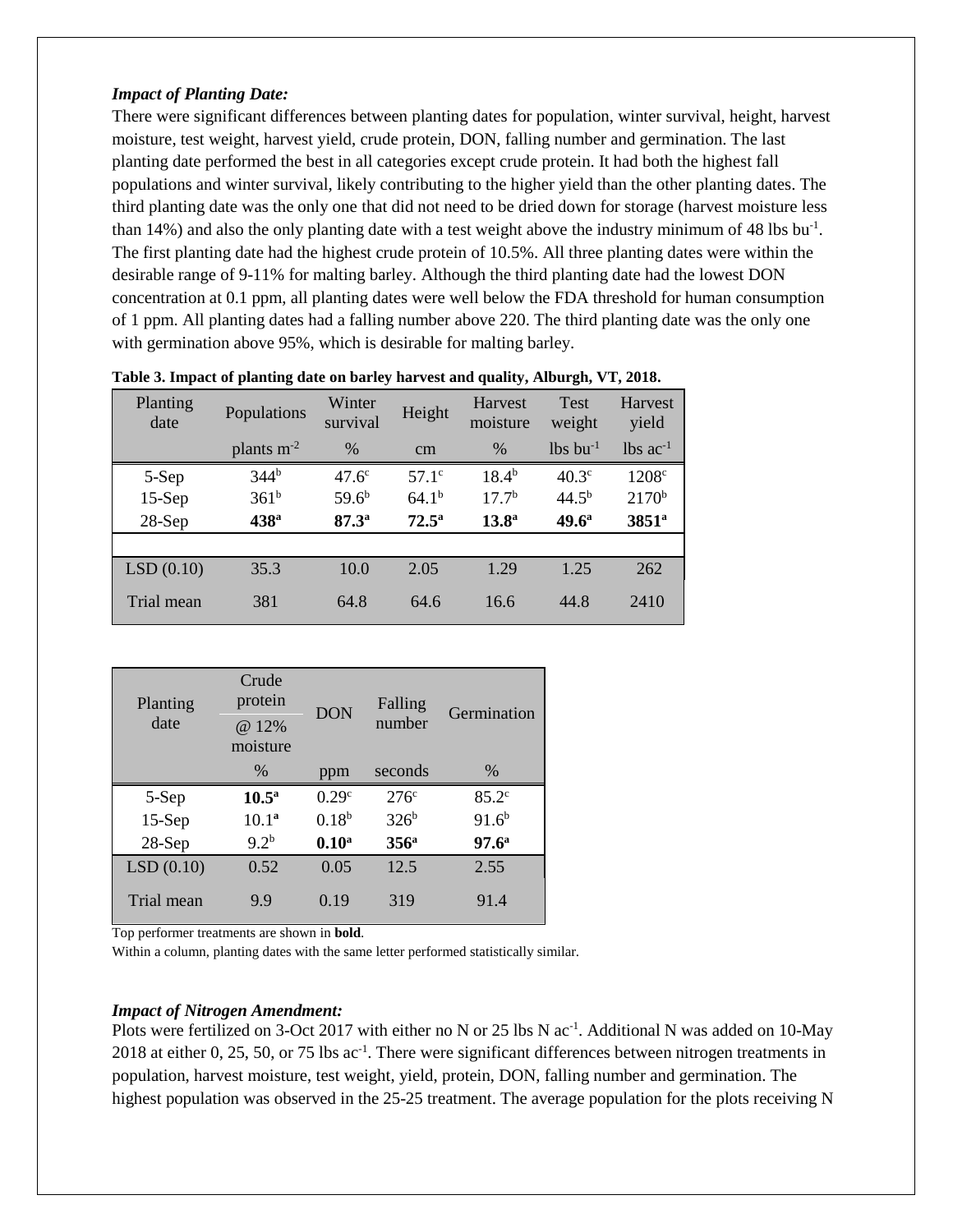### *Impact of Planting Date:*

There were significant differences between planting dates for population, winter survival, height, harvest moisture, test weight, harvest yield, crude protein, DON, falling number and germination. The last planting date performed the best in all categories except crude protein. It had both the highest fall populations and winter survival, likely contributing to the higher yield than the other planting dates. The third planting date was the only one that did not need to be dried down for storage (harvest moisture less than 14%) and also the only planting date with a test weight above the industry minimum of 48 lbs bu$^{-1}$. The first planting date had the highest crude protein of 10.5%. All three planting dates were within the desirable range of 9-11% for malting barley. Although the third planting date had the lowest DON concentration at 0.1 ppm, all planting dates were well below the FDA threshold for human consumption of 1 ppm. All planting dates had a falling number above 220. The third planting date was the only one with germination above 95%, which is desirable for malting barley.

**Table 3. Impact of planting date on barley harvest and quality, Alburgh, VT, 2018.**

| Planting date | Populations | Winter survival | Height | Harvest moisture | Test weight | Harvest yield |
|---|---|---|---|---|---|---|
| | plants m$^{-2}$ | % | cm | % | lbs bu$^{-1}$ | lbs ac$^{-1}$ |
| 5-Sep | 344$^{b}$ | 47.6$^{c}$ | 57.1$^{c}$ | 18.4$^{b}$ | 40.3$^{c}$ | 1208$^{c}$ |
| 15-Sep | 361$^{b}$ | 59.6$^{b}$ | 64.1$^{b}$ | 17.7$^{b}$ | 44.5$^{b}$ | 2170$^{b}$ |
| 28-Sep | **438$^{a}$** | **87.3$^{a}$** | **72.5$^{a}$** | **13.8$^{a}$** | **49.6$^{a}$** | **3851$^{a}$** |
| LSD (0.10) | 35.3 | 10.0 | 2.05 | 1.29 | 1.25 | 262 |
| Trial mean | 381 | 64.8 | 64.6 | 16.6 | 44.8 | 2410 |

| Planting date | Crude protein @ 12% moisture | DON | Falling number | Germination |
|---|---|---|---|---|
| | % | ppm | seconds | % |
| 5-Sep | **10.5$^{a}$** | 0.29$^{c}$ | 276$^{c}$ | 85.2$^{c}$ |
| 15-Sep | 10.1$^{a}$ | 0.18$^{b}$ | 326$^{b}$ | 91.6$^{b}$ |
| 28-Sep | 9.2$^{b}$ | **0.10$^{a}$** | **356$^{a}$** | **97.6$^{a}$** |
| LSD (0.10) | 0.52 | 0.05 | 12.5 | 2.55 |
| Trial mean | 9.9 | 0.19 | 319 | 91.4 |

Top performer treatments are shown in **bold**.

Within a column, planting dates with the same letter performed statistically similar.

### *Impact of Nitrogen Amendment:*

Plots were fertilized on 3-Oct 2017 with either no N or 25 lbs N ac$^{-1}$. Additional N was added on 10-May 2018 at either 0, 25, 50, or 75 lbs ac$^{-1}$. There were significant differences between nitrogen treatments in population, harvest moisture, test weight, yield, protein, DON, falling number and germination. The highest population was observed in the 25-25 treatment. The average population for the plots receiving N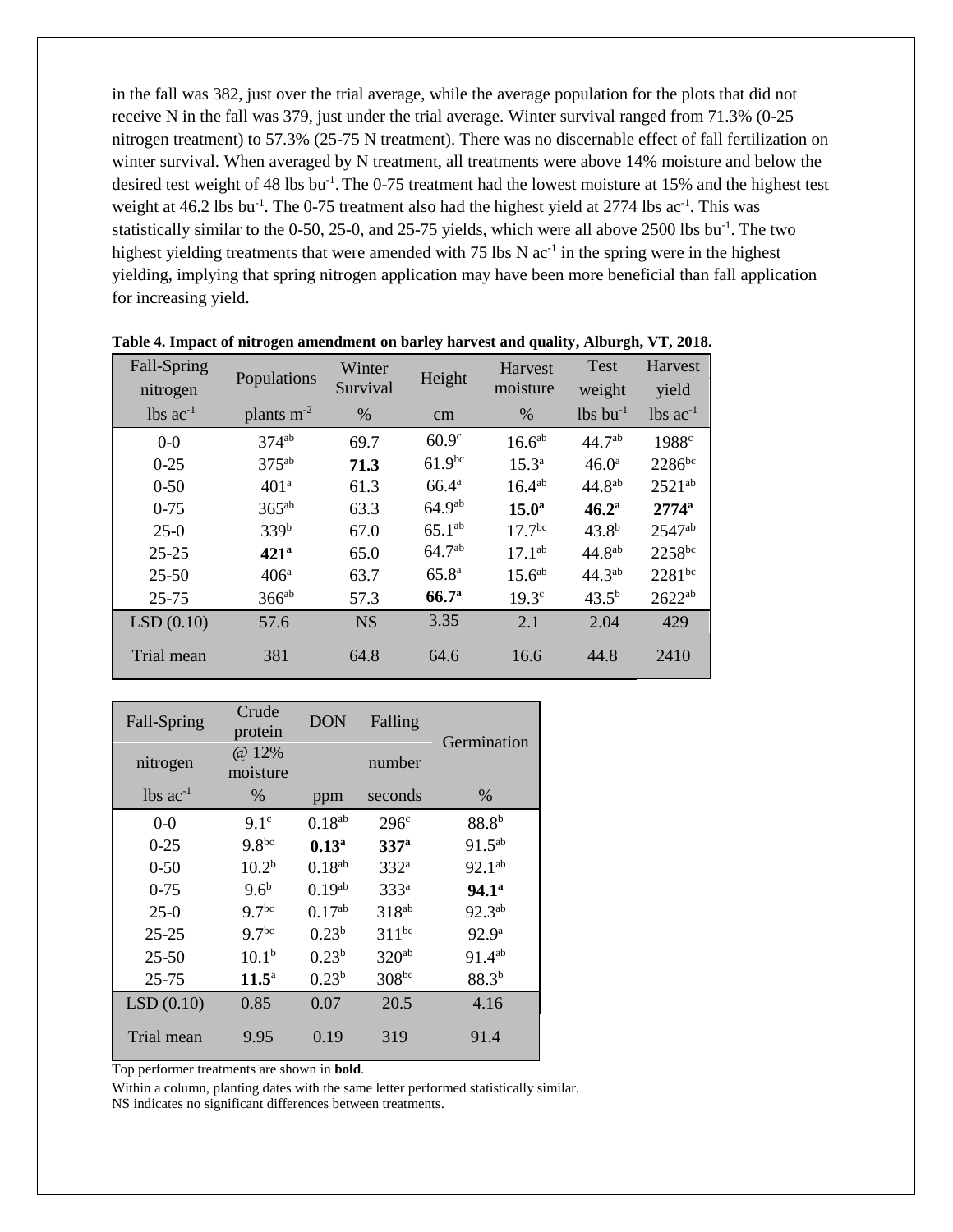in the fall was 382, just over the trial average, while the average population for the plots that did not receive N in the fall was 379, just under the trial average. Winter survival ranged from 71.3% (0-25 nitrogen treatment) to 57.3% (25-75 N treatment). There was no discernable effect of fall fertilization on winter survival. When averaged by N treatment, all treatments were above 14% moisture and below the desired test weight of 48 lbs bu$^{-1}$. The 0-75 treatment had the lowest moisture at 15% and the highest test weight at 46.2 lbs bu$^{-1}$. The 0-75 treatment also had the highest yield at 2774 lbs ac$^{-1}$. This was statistically similar to the 0-50, 25-0, and 25-75 yields, which were all above 2500 lbs bu$^{-1}$. The two highest yielding treatments that were amended with 75 lbs N ac$^{-1}$ in the spring were in the highest yielding, implying that spring nitrogen application may have been more beneficial than fall application for increasing yield.

**Table 4. Impact of nitrogen amendment on barley harvest and quality, Alburgh, VT, 2018.**

| Fall-Spring nitrogen | Populations | Winter Survival | Height | Harvest moisture | Test weight | Harvest yield |
|---|---|---|---|---|---|---|
| lbs ac$^{-1}$ | plants m$^{-2}$ | % | cm | % | lbs bu$^{-1}$ | lbs ac$^{-1}$ |
| 0-0 | 374$^{ab}$ | 69.7 | 60.9$^{c}$ | 16.6$^{ab}$ | 44.7$^{ab}$ | 1988$^{c}$ |
| 0-25 | 375$^{ab}$ | **71.3** | 61.9$^{bc}$ | 15.3$^{a}$ | 46.0$^{a}$ | 2286$^{bc}$ |
| 0-50 | 401$^{a}$ | 61.3 | 66.4$^{a}$ | 16.4$^{ab}$ | 44.8$^{ab}$ | 2521$^{ab}$ |
| 0-75 | 365$^{ab}$ | 63.3 | 64.9$^{ab}$ | **15.0$^{a}$** | **46.2$^{a}$** | **2774$^{a}$** |
| 25-0 | 339$^{b}$ | 67.0 | 65.1$^{ab}$ | 17.7$^{bc}$ | 43.8$^{b}$ | 2547$^{ab}$ |
| 25-25 | **421$^{a}$** | 65.0 | 64.7$^{ab}$ | 17.1$^{ab}$ | 44.8$^{ab}$ | 2258$^{bc}$ |
| 25-50 | 406$^{a}$ | 63.7 | 65.8$^{a}$ | 15.6$^{ab}$ | 44.3$^{ab}$ | 2281$^{bc}$ |
| 25-75 | 366$^{ab}$ | 57.3 | **66.7$^{a}$** | 19.3$^{c}$ | 43.5$^{b}$ | 2622$^{ab}$ |
| LSD (0.10) | 57.6 | NS | 3.35 | 2.1 | 2.04 | 429 |
| Trial mean | 381 | 64.8 | 64.6 | 16.6 | 44.8 | 2410 |

| Fall-Spring nitrogen | Crude protein @ 12% moisture | DON | Falling number | Germination |
|---|---|---|---|---|
| lbs ac$^{-1}$ | % | ppm | seconds | % |
| 0-0 | 9.1$^{c}$ | 0.18$^{ab}$ | 296$^{c}$ | 88.8$^{b}$ |
| 0-25 | 9.8$^{bc}$ | **0.13$^{a}$** | **337$^{a}$** | 91.5$^{ab}$ |
| 0-50 | 10.2$^{b}$ | 0.18$^{ab}$ | 332$^{a}$ | 92.1$^{ab}$ |
| 0-75 | 9.6$^{b}$ | 0.19$^{ab}$ | 333$^{a}$ | **94.1$^{a}$** |
| 25-0 | 9.7$^{bc}$ | 0.17$^{ab}$ | 318$^{ab}$ | 92.3$^{ab}$ |
| 25-25 | 9.7$^{bc}$ | 0.23$^{b}$ | 311$^{bc}$ | 92.9$^{a}$ |
| 25-50 | 10.1$^{b}$ | 0.23$^{b}$ | 320$^{ab}$ | 91.4$^{ab}$ |
| 25-75 | **11.5$^{a}$** | 0.23$^{b}$ | 308$^{bc}$ | 88.3$^{b}$ |
| LSD (0.10) | 0.85 | 0.07 | 20.5 | 4.16 |
| Trial mean | 9.95 | 0.19 | 319 | 91.4 |

Top performer treatments are shown in **bold**.

Within a column, planting dates with the same letter performed statistically similar.

NS indicates no significant differences between treatments.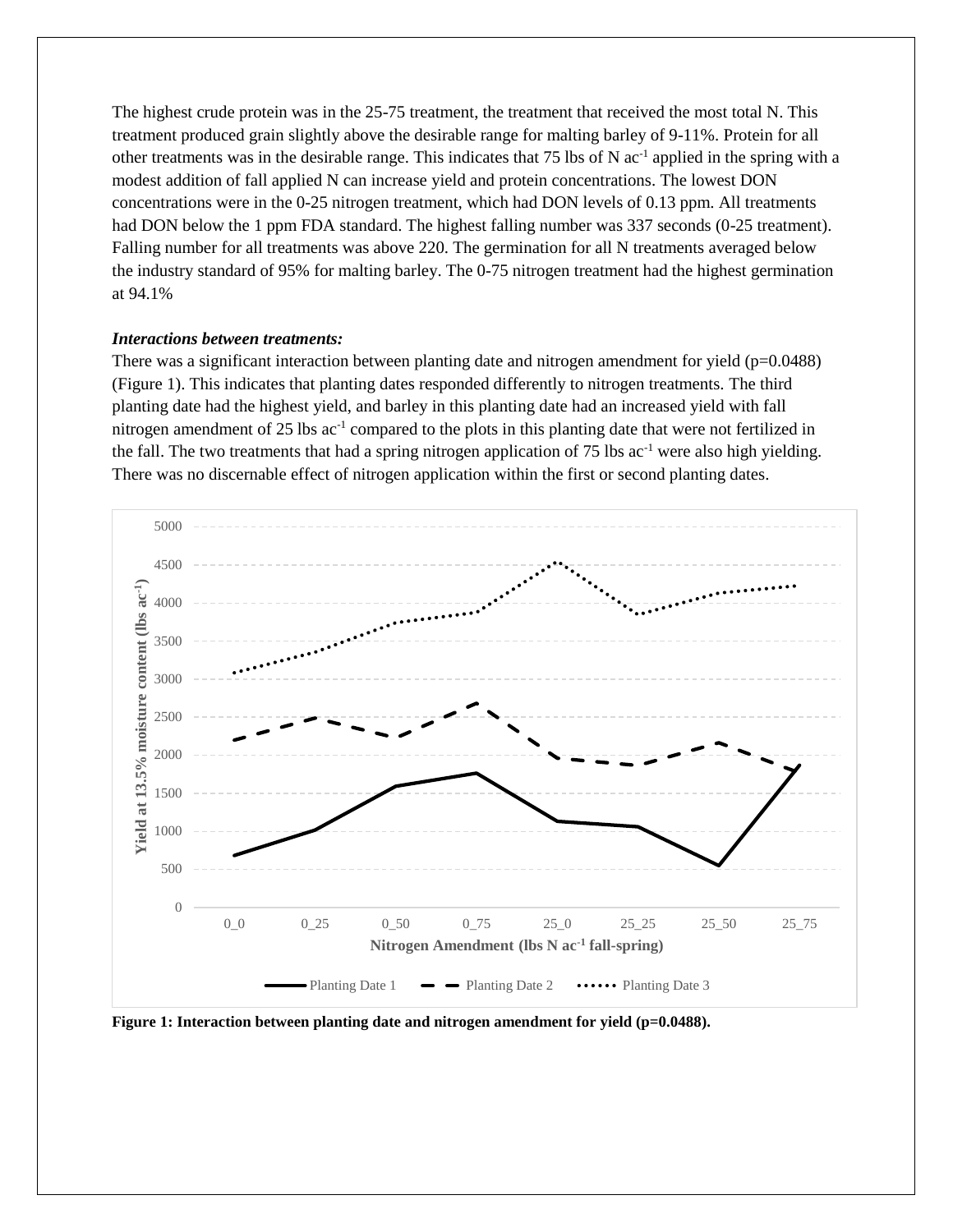The highest crude protein was in the 25-75 treatment, the treatment that received the most total N. This treatment produced grain slightly above the desirable range for malting barley of 9-11%. Protein for all other treatments was in the desirable range. This indicates that 75 lbs of N $ac^{-1}$ applied in the spring with a modest addition of fall applied N can increase yield and protein concentrations. The lowest DON concentrations were in the 0-25 nitrogen treatment, which had DON levels of 0.13 ppm. All treatments had DON below the 1 ppm FDA standard. The highest falling number was 337 seconds (0-25 treatment). Falling number for all treatments was above 220. The germination for all N treatments averaged below the industry standard of 95% for malting barley. The 0-75 nitrogen treatment had the highest germination at 94.1%

***Interactions between treatments:***

There was a significant interaction between planting date and nitrogen amendment for yield ($p=0.0488$) (Figure 1). This indicates that planting dates responded differently to nitrogen treatments. The third planting date had the highest yield, and barley in this planting date had an increased yield with fall nitrogen amendment of 25 lbs $ac^{-1}$ compared to the plots in this planting date that were not fertilized in the fall. The two treatments that had a spring nitrogen application of 75 lbs $ac^{-1}$ were also high yielding. There was no discernable effect of nitrogen application within the first or second planting dates.

**Figure 1: Interaction between planting date and nitrogen amendment for yield (p=0.0488).**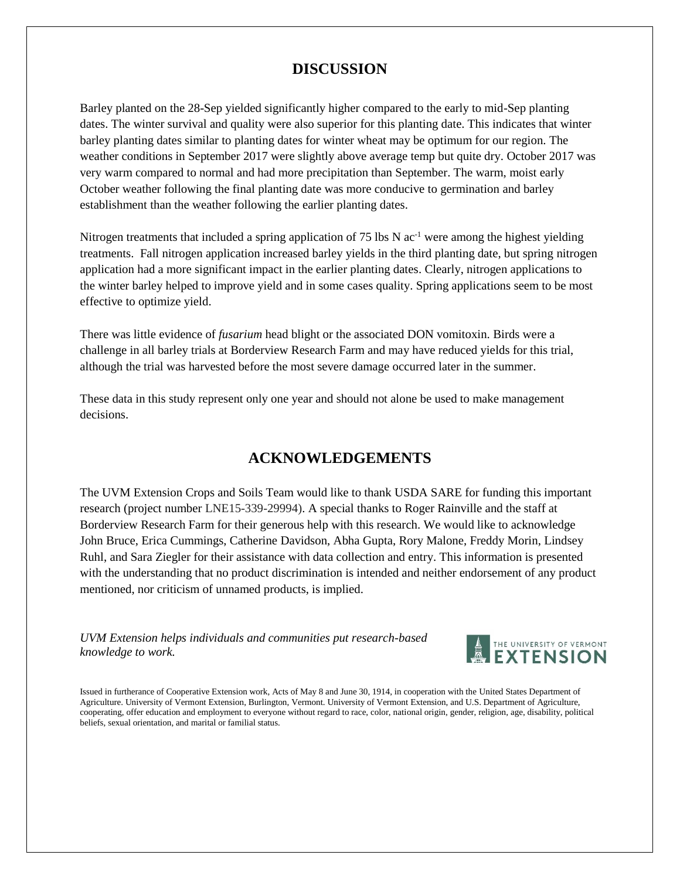## DISCUSSION

Barley planted on the 28-Sep yielded significantly higher compared to the early to mid-Sep planting dates. The winter survival and quality were also superior for this planting date. This indicates that winter barley planting dates similar to planting dates for winter wheat may be optimum for our region. The weather conditions in September 2017 were slightly above average temp but quite dry. October 2017 was very warm compared to normal and had more precipitation than September. The warm, moist early October weather following the final planting date was more conducive to germination and barley establishment than the weather following the earlier planting dates.

Nitrogen treatments that included a spring application of 75 lbs N $ac^{-1}$ were among the highest yielding treatments. Fall nitrogen application increased barley yields in the third planting date, but spring nitrogen application had a more significant impact in the earlier planting dates. Clearly, nitrogen applications to the winter barley helped to improve yield and in some cases quality. Spring applications seem to be most effective to optimize yield.

There was little evidence of *fusarium* head blight or the associated DON vomitoxin. Birds were a challenge in all barley trials at Borderview Research Farm and may have reduced yields for this trial, although the trial was harvested before the most severe damage occurred later in the summer.

These data in this study represent only one year and should not alone be used to make management decisions.

## ACKNOWLEDGEMENTS

The UVM Extension Crops and Soils Team would like to thank USDA SARE for funding this important research (project number LNE15-339-29994). A special thanks to Roger Rainville and the staff at Borderview Research Farm for their generous help with this research. We would like to acknowledge John Bruce, Erica Cummings, Catherine Davidson, Abha Gupta, Rory Malone, Freddy Morin, Lindsey Ruhl, and Sara Ziegler for their assistance with data collection and entry. This information is presented with the understanding that no product discrimination is intended and neither endorsement of any product mentioned, nor criticism of unnamed products, is implied.

*UVM Extension helps individuals and communities put research-based knowledge to work.*

THE UNIVERSITY OF VERMONT EXTENSION

Issued in furtherance of Cooperative Extension work, Acts of May 8 and June 30, 1914, in cooperation with the United States Department of Agriculture. University of Vermont Extension, Burlington, Vermont. University of Vermont Extension, and U.S. Department of Agriculture, cooperating, offer education and employment to everyone without regard to race, color, national origin, gender, religion, age, disability, political beliefs, sexual orientation, and marital or familial status.